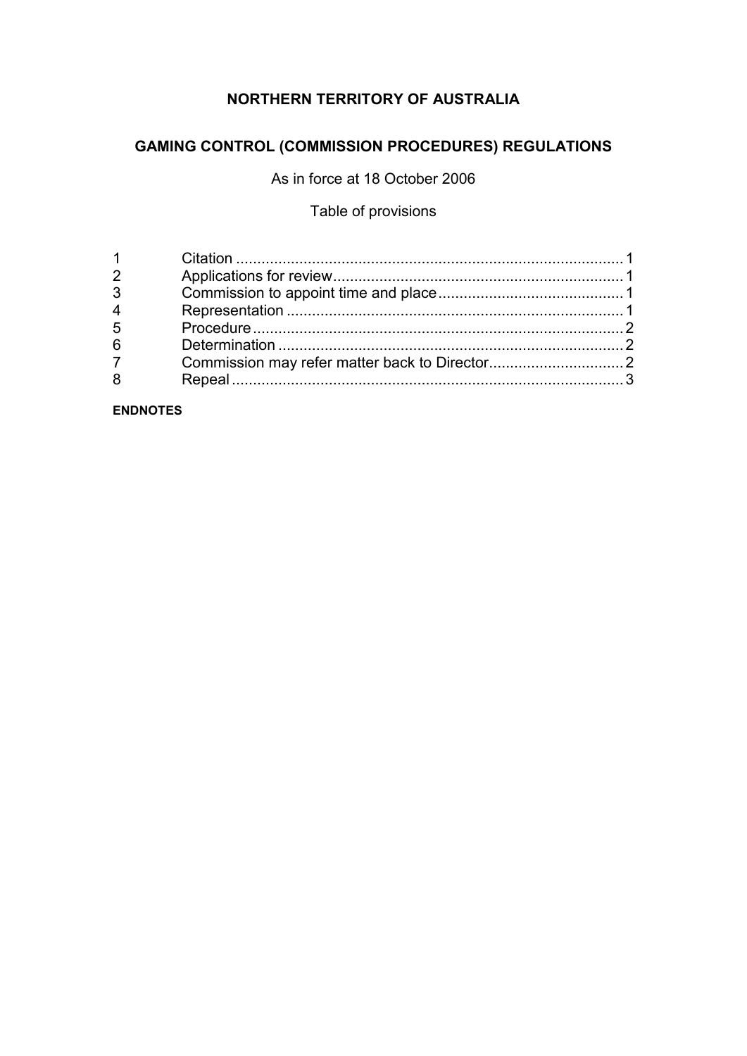# NORTHERN TERRITORY OF AUSTRALIA

## GAMING CONTROL (COMMISSION PROCEDURES) REGULATIONS

As in force at 18 October 2006

Table of provisions

| | | |
|---|---|---|
| 1 | Citation | 1 |
| 2 | Applications for review | 1 |
| 3 | Commission to appoint time and place | 1 |
| 4 | Representation | 1 |
| 5 | Procedure | 2 |
| 6 | Determination | 2 |
| 7 | Commission may refer matter back to Director | 2 |
| 8 | Repeal | 3 |

**ENDNOTES**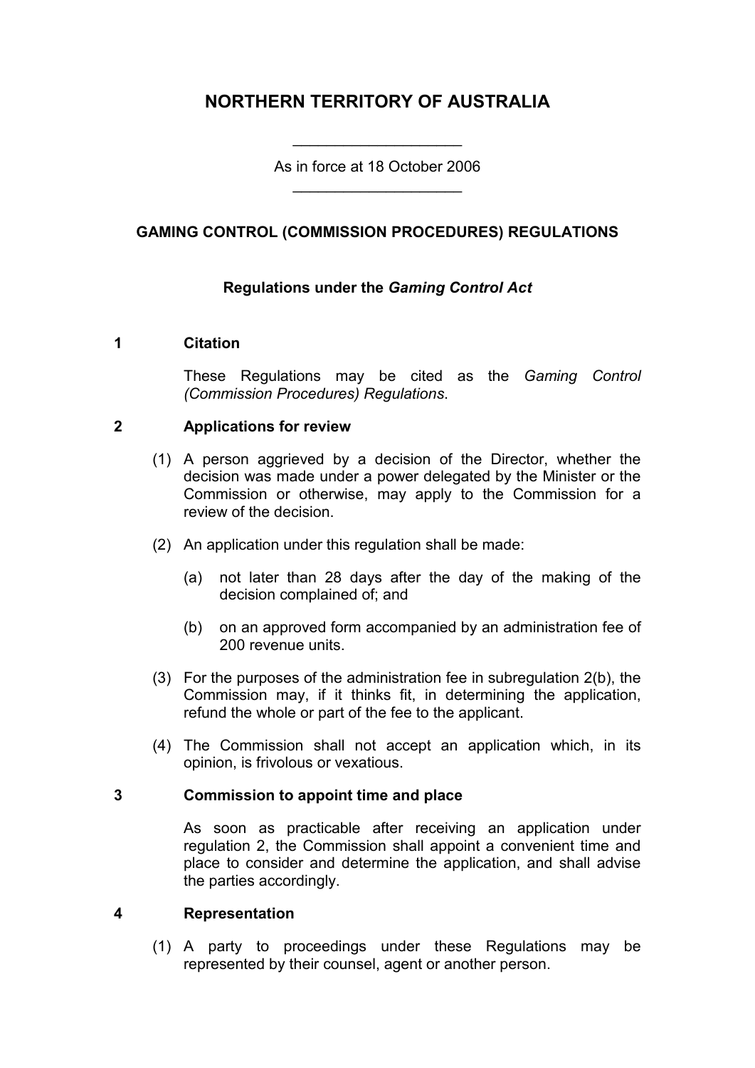# NORTHERN TERRITORY OF AUSTRALIA

As in force at 18 October 2006

## GAMING CONTROL (COMMISSION PROCEDURES) REGULATIONS

### Regulations under the *Gaming Control Act*

**1 Citation**

These Regulations may be cited as the *Gaming Control (Commission Procedures) Regulations*.

**2 Applications for review**

(1) A person aggrieved by a decision of the Director, whether the decision was made under a power delegated by the Minister or the Commission or otherwise, may apply to the Commission for a review of the decision.

(2) An application under this regulation shall be made:

(a) not later than 28 days after the day of the making of the decision complained of; and

(b) on an approved form accompanied by an administration fee of 200 revenue units.

(3) For the purposes of the administration fee in subregulation 2(b), the Commission may, if it thinks fit, in determining the application, refund the whole or part of the fee to the applicant.

(4) The Commission shall not accept an application which, in its opinion, is frivolous or vexatious.

**3 Commission to appoint time and place**

As soon as practicable after receiving an application under regulation 2, the Commission shall appoint a convenient time and place to consider and determine the application, and shall advise the parties accordingly.

**4 Representation**

(1) A party to proceedings under these Regulations may be represented by their counsel, agent or another person.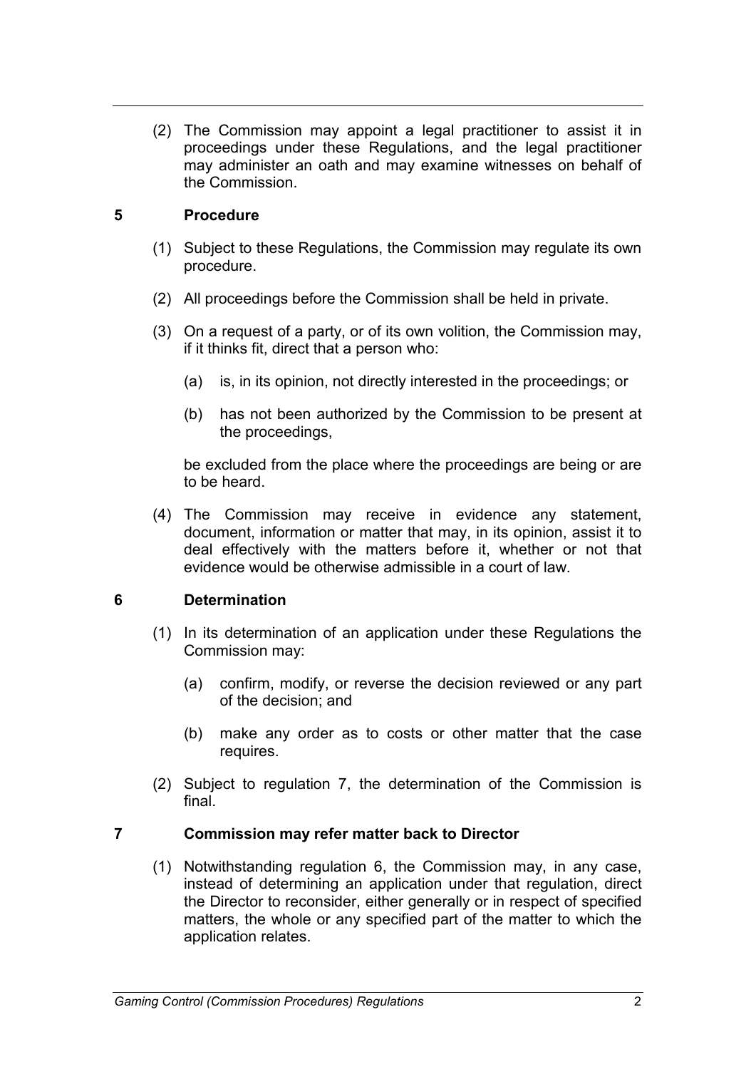(2) The Commission may appoint a legal practitioner to assist it in proceedings under these Regulations, and the legal practitioner may administer an oath and may examine witnesses on behalf of the Commission.

## 5 Procedure

(1) Subject to these Regulations, the Commission may regulate its own procedure.

(2) All proceedings before the Commission shall be held in private.

(3) On a request of a party, or of its own volition, the Commission may, if it thinks fit, direct that a person who:

(a) is, in its opinion, not directly interested in the proceedings; or

(b) has not been authorized by the Commission to be present at the proceedings,

be excluded from the place where the proceedings are being or are to be heard.

(4) The Commission may receive in evidence any statement, document, information or matter that may, in its opinion, assist it to deal effectively with the matters before it, whether or not that evidence would be otherwise admissible in a court of law.

## 6 Determination

(1) In its determination of an application under these Regulations the Commission may:

(a) confirm, modify, or reverse the decision reviewed or any part of the decision; and

(b) make any order as to costs or other matter that the case requires.

(2) Subject to regulation 7, the determination of the Commission is final.

## 7 Commission may refer matter back to Director

(1) Notwithstanding regulation 6, the Commission may, in any case, instead of determining an application under that regulation, direct the Director to reconsider, either generally or in respect of specified matters, the whole or any specified part of the matter to which the application relates.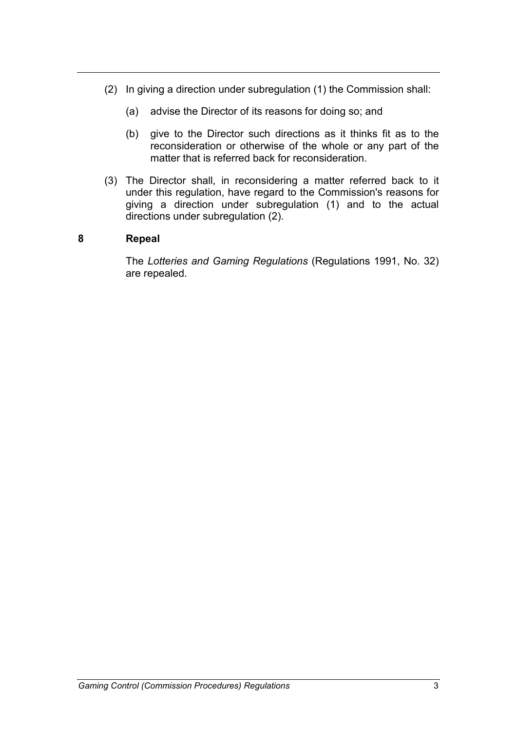(2) In giving a direction under subregulation (1) the Commission shall:

(a) advise the Director of its reasons for doing so; and

(b) give to the Director such directions as it thinks fit as to the reconsideration or otherwise of the whole or any part of the matter that is referred back for reconsideration.

(3) The Director shall, in reconsidering a matter referred back to it under this regulation, have regard to the Commission's reasons for giving a direction under subregulation (1) and to the actual directions under subregulation (2).

### 8 Repeal

The *Lotteries and Gaming Regulations* (Regulations 1991, No. 32) are repealed.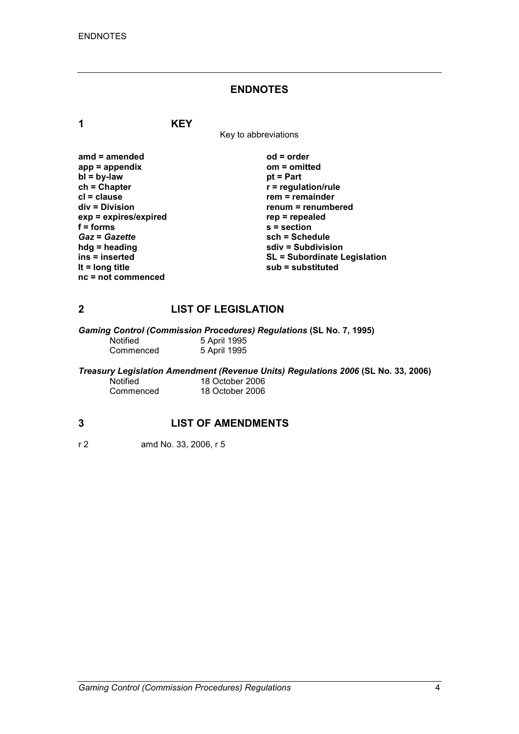# ENDNOTES

## 1 KEY

Key to abbreviations

**amd = amended**
**app = appendix**
**bl = by-law**
**ch = Chapter**
**cl = clause**
**div = Division**
**exp = expires/expired**
**f = forms**
***Gaz* = *Gazette***
**hdg = heading**
**ins = inserted**
**lt = long title**
**nc = not commenced**
**od = order**
**om = omitted**
**pt = Part**
**r = regulation/rule**
**rem = remainder**
**renum = renumbered**
**rep = repealed**
**s = section**
**sch = Schedule**
**sdiv = Subdivision**
**SL = Subordinate Legislation**
**sub = substituted**

## 2 LIST OF LEGISLATION

***Gaming Control (Commission Procedures) Regulations* (SL No. 7, 1995)**

| | |
|---|---|
| Notified | 5 April 1995 |
| Commenced | 5 April 1995 |

***Treasury Legislation Amendment (Revenue Units) Regulations 2006* (SL No. 33, 2006)**

| | |
|---|---|
| Notified | 18 October 2006 |
| Commenced | 18 October 2006 |

## 3 LIST OF AMENDMENTS

r 2 amd No. 33, 2006, r 5